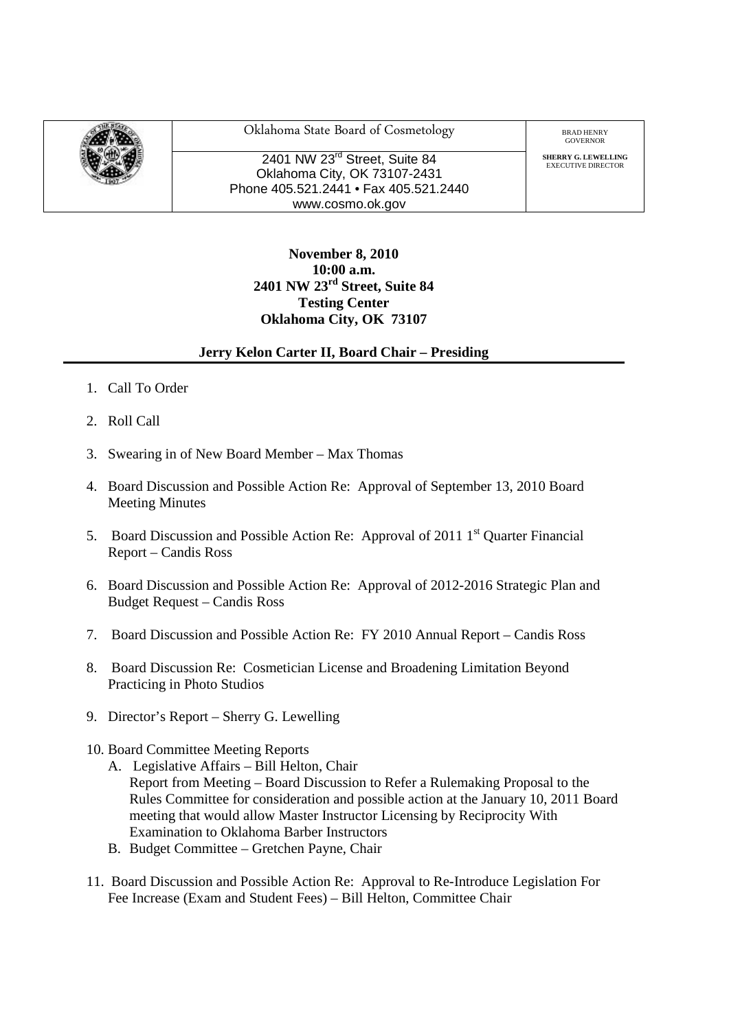| | Oklahoma State Board of Cosmetology | BRAD HENRY<br>GOVERNOR |
|---|---|---|
| | 2401 NW 23rd Street, Suite 84<br>Oklahoma City, OK 73107-2431<br>Phone 405.521.2441 • Fax 405.521.2440<br>www.cosmo.ok.gov | **SHERRY G. LEWELLING**<br>EXECUTIVE DIRECTOR |

**November 8, 2010**
**10:00 a.m.**
**2401 NW 23rd Street, Suite 84**
**Testing Center**
**Oklahoma City, OK 73107**

**Jerry Kelon Carter II, Board Chair – Presiding**

1. Call To Order
2. Roll Call
3. Swearing in of New Board Member – Max Thomas
4. Board Discussion and Possible Action Re: Approval of September 13, 2010 Board Meeting Minutes
5. Board Discussion and Possible Action Re: Approval of 2011 1st Quarter Financial Report – Candis Ross
6. Board Discussion and Possible Action Re: Approval of 2012-2016 Strategic Plan and Budget Request – Candis Ross
7. Board Discussion and Possible Action Re: FY 2010 Annual Report – Candis Ross
8. Board Discussion Re: Cosmetician License and Broadening Limitation Beyond Practicing in Photo Studios
9. Director's Report – Sherry G. Lewelling
10. Board Committee Meeting Reports
    A. Legislative Affairs – Bill Helton, Chair
       Report from Meeting – Board Discussion to Refer a Rulemaking Proposal to the Rules Committee for consideration and possible action at the January 10, 2011 Board meeting that would allow Master Instructor Licensing by Reciprocity With Examination to Oklahoma Barber Instructors
    B. Budget Committee – Gretchen Payne, Chair
11. Board Discussion and Possible Action Re: Approval to Re-Introduce Legislation For Fee Increase (Exam and Student Fees) – Bill Helton, Committee Chair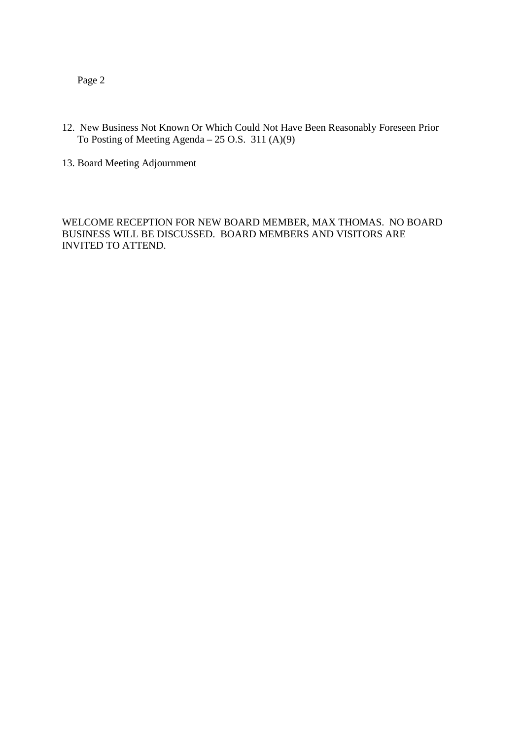12. New Business Not Known Or Which Could Not Have Been Reasonably Foreseen Prior To Posting of Meeting Agenda – 25 O.S. 311 (A)(9)

13. Board Meeting Adjournment

WELCOME RECEPTION FOR NEW BOARD MEMBER, MAX THOMAS. NO BOARD BUSINESS WILL BE DISCUSSED. BOARD MEMBERS AND VISITORS ARE INVITED TO ATTEND.